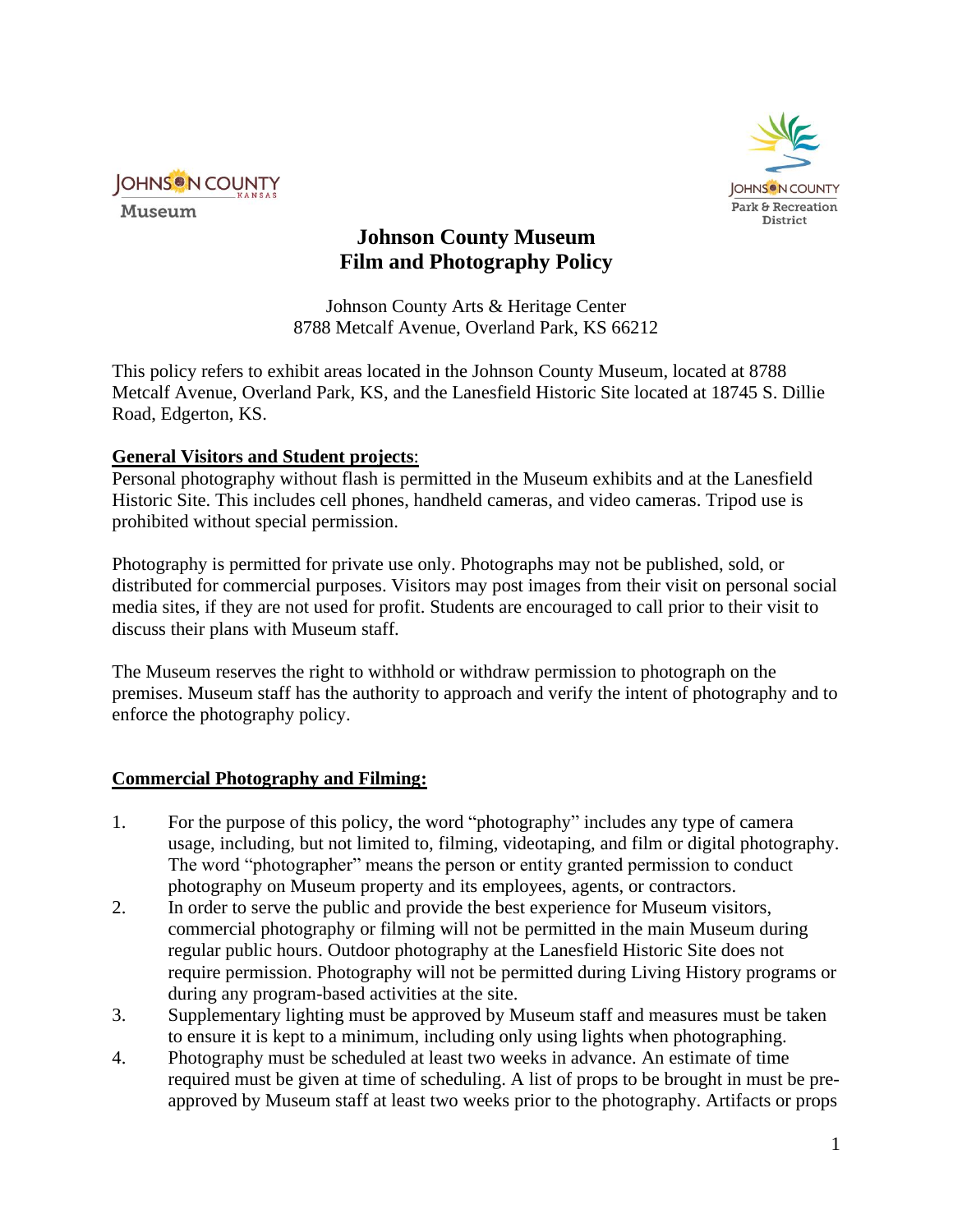# Johnson County Museum
# Film and Photography Policy

Johnson County Arts & Heritage Center
8788 Metcalf Avenue, Overland Park, KS 66212

This policy refers to exhibit areas located in the Johnson County Museum, located at 8788 Metcalf Avenue, Overland Park, KS, and the Lanesfield Historic Site located at 18745 S. Dillie Road, Edgerton, KS.

**General Visitors and Student projects**:

Personal photography without flash is permitted in the Museum exhibits and at the Lanesfield Historic Site. This includes cell phones, handheld cameras, and video cameras. Tripod use is prohibited without special permission.

Photography is permitted for private use only. Photographs may not be published, sold, or distributed for commercial purposes. Visitors may post images from their visit on personal social media sites, if they are not used for profit. Students are encouraged to call prior to their visit to discuss their plans with Museum staff.

The Museum reserves the right to withhold or withdraw permission to photograph on the premises. Museum staff has the authority to approach and verify the intent of photography and to enforce the photography policy.

**Commercial Photography and Filming:**

1. For the purpose of this policy, the word "photography" includes any type of camera usage, including, but not limited to, filming, videotaping, and film or digital photography. The word "photographer" means the person or entity granted permission to conduct photography on Museum property and its employees, agents, or contractors.
2. In order to serve the public and provide the best experience for Museum visitors, commercial photography or filming will not be permitted in the main Museum during regular public hours. Outdoor photography at the Lanesfield Historic Site does not require permission. Photography will not be permitted during Living History programs or during any program-based activities at the site.
3. Supplementary lighting must be approved by Museum staff and measures must be taken to ensure it is kept to a minimum, including only using lights when photographing.
4. Photography must be scheduled at least two weeks in advance. An estimate of time required must be given at time of scheduling. A list of props to be brought in must be pre-approved by Museum staff at least two weeks prior to the photography. Artifacts or props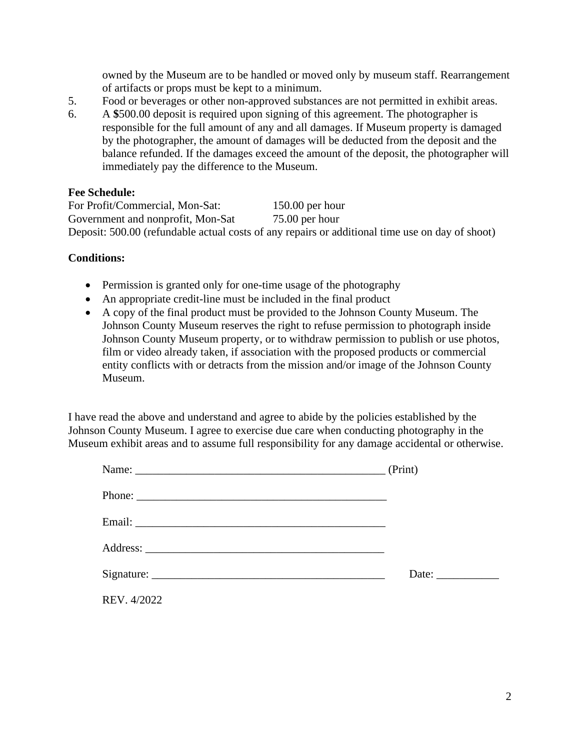owned by the Museum are to be handled or moved only by museum staff. Rearrangement of artifacts or props must be kept to a minimum.

5. Food or beverages or other non-approved substances are not permitted in exhibit areas.
6. A $500.00 deposit is required upon signing of this agreement. The photographer is responsible for the full amount of any and all damages. If Museum property is damaged by the photographer, the amount of damages will be deducted from the deposit and the balance refunded. If the damages exceed the amount of the deposit, the photographer will immediately pay the difference to the Museum.

**Fee Schedule:**

| | |
|---|---|
| For Profit/Commercial, Mon-Sat: | 150.00 per hour |
| Government and nonprofit, Mon-Sat | 75.00 per hour |

Deposit: 500.00 (refundable actual costs of any repairs or additional time use on day of shoot)

**Conditions:**

- Permission is granted only for one-time usage of the photography
- An appropriate credit-line must be included in the final product
- A copy of the final product must be provided to the Johnson County Museum. The Johnson County Museum reserves the right to refuse permission to photograph inside Johnson County Museum property, or to withdraw permission to publish or use photos, film or video already taken, if association with the proposed products or commercial entity conflicts with or detracts from the mission and/or image of the Johnson County Museum.

I have read the above and understand and agree to abide by the policies established by the Johnson County Museum. I agree to exercise due care when conducting photography in the Museum exhibit areas and to assume full responsibility for any damage accidental or otherwise.

Name: _____________________________________________ (Print)

Phone: _____________________________________________

Email: _____________________________________________

Address: ___________________________________________

Signature: __________________________________________ Date: ___________

REV. 4/2022